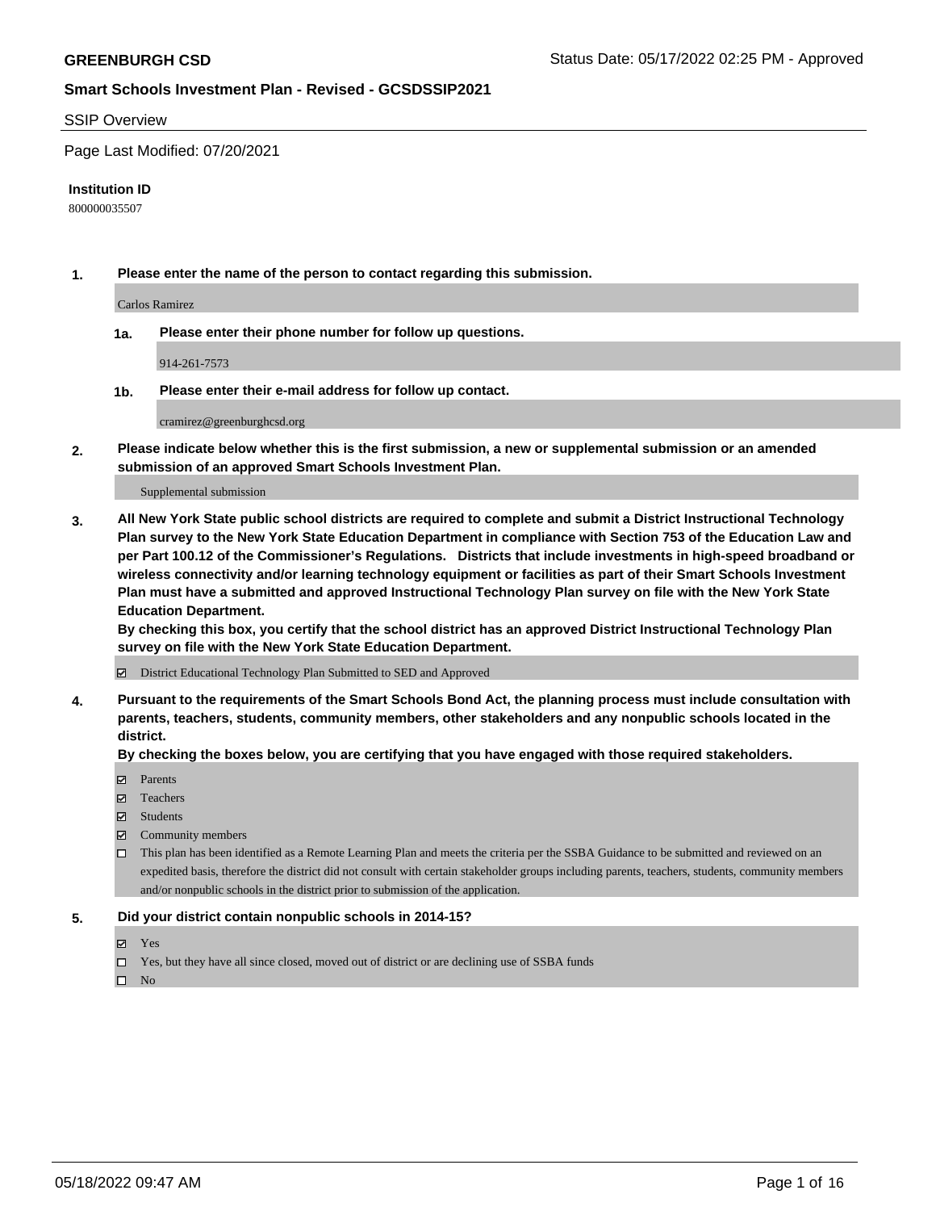**GREENBURGH CSD**

Status Date: 05/17/2022 02:25 PM - Approved

**Smart Schools Investment Plan - Revised - GCSDSSIP2021**

SSIP Overview

Page Last Modified: 07/20/2021

**Institution ID**

800000035507

**1. Please enter the name of the person to contact regarding this submission.**

Carlos Ramirez

**1a. Please enter their phone number for follow up questions.**

914-261-7573

**1b. Please enter their e-mail address for follow up contact.**

cramirez@greenburghcsd.org

**2. Please indicate below whether this is the first submission, a new or supplemental submission or an amended submission of an approved Smart Schools Investment Plan.**

Supplemental submission

**3. All New York State public school districts are required to complete and submit a District Instructional Technology Plan survey to the New York State Education Department in compliance with Section 753 of the Education Law and per Part 100.12 of the Commissioner's Regulations. Districts that include investments in high-speed broadband or wireless connectivity and/or learning technology equipment or facilities as part of their Smart Schools Investment Plan must have a submitted and approved Instructional Technology Plan survey on file with the New York State Education Department.**
**By checking this box, you certify that the school district has an approved District Instructional Technology Plan survey on file with the New York State Education Department.**

- [x] District Educational Technology Plan Submitted to SED and Approved

**4. Pursuant to the requirements of the Smart Schools Bond Act, the planning process must include consultation with parents, teachers, students, community members, other stakeholders and any nonpublic schools located in the district.**
**By checking the boxes below, you are certifying that you have engaged with those required stakeholders.**

- [x] Parents
- [x] Teachers
- [x] Students
- [x] Community members
- [ ] This plan has been identified as a Remote Learning Plan and meets the criteria per the SSBA Guidance to be submitted and reviewed on an expedited basis, therefore the district did not consult with certain stakeholder groups including parents, teachers, students, community members and/or nonpublic schools in the district prior to submission of the application.

**5. Did your district contain nonpublic schools in 2014-15?**

- [x] Yes
- [ ] Yes, but they have all since closed, moved out of district or are declining use of SSBA funds
- [ ] No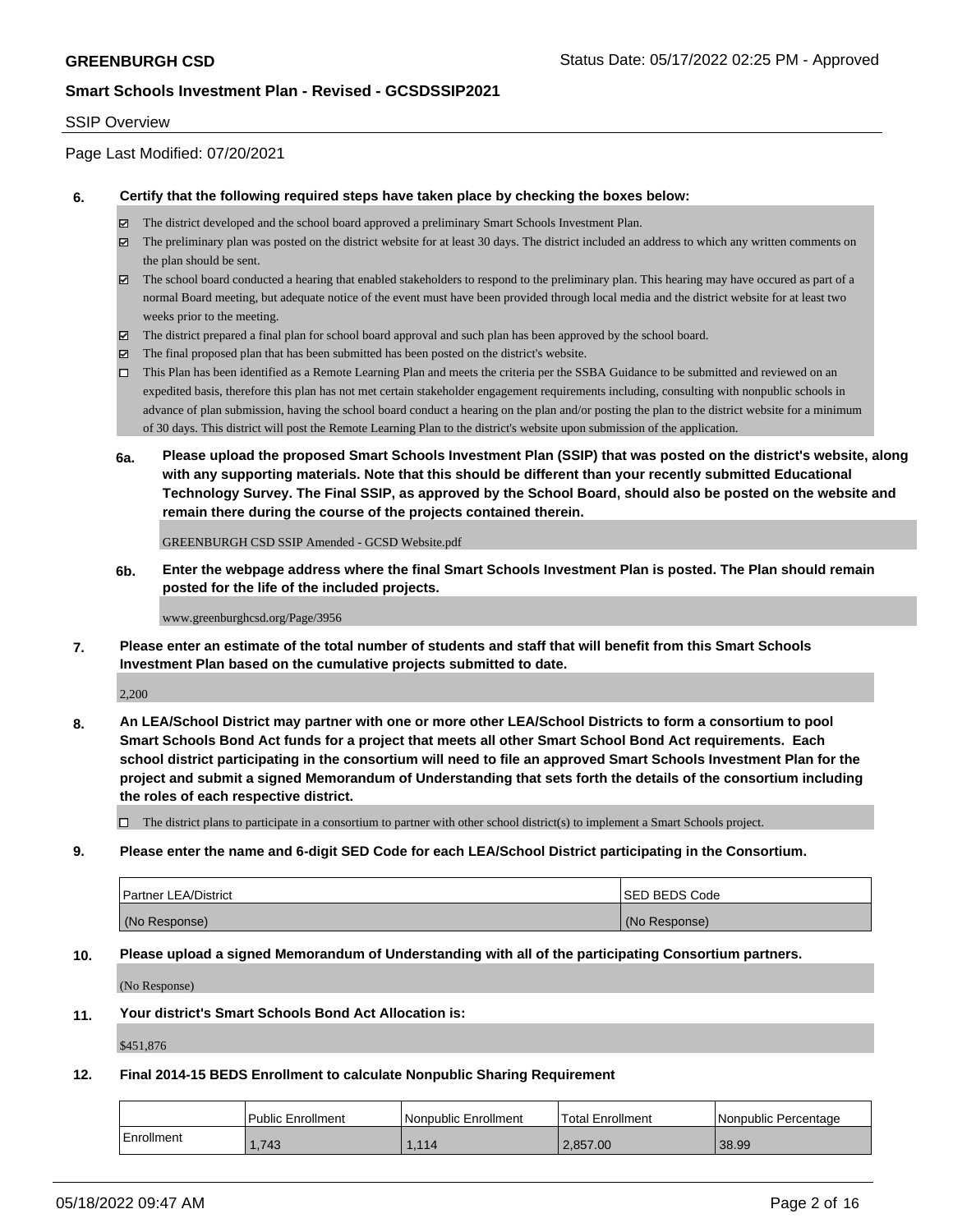**GREENBURGH CSD** Status Date: 05/17/2022 02:25 PM - Approved

**Smart Schools Investment Plan - Revised - GCSDSSIP2021**

SSIP Overview

Page Last Modified: 07/20/2021

**6. Certify that the following required steps have taken place by checking the boxes below:**

- ☑ The district developed and the school board approved a preliminary Smart Schools Investment Plan.
- ☑ The preliminary plan was posted on the district website for at least 30 days. The district included an address to which any written comments on the plan should be sent.
- ☑ The school board conducted a hearing that enabled stakeholders to respond to the preliminary plan. This hearing may have occured as part of a normal Board meeting, but adequate notice of the event must have been provided through local media and the district website for at least two weeks prior to the meeting.
- ☑ The district prepared a final plan for school board approval and such plan has been approved by the school board.
- ☑ The final proposed plan that has been submitted has been posted on the district's website.
- ☐ This Plan has been identified as a Remote Learning Plan and meets the criteria per the SSBA Guidance to be submitted and reviewed on an expedited basis, therefore this plan has not met certain stakeholder engagement requirements including, consulting with nonpublic schools in advance of plan submission, having the school board conduct a hearing on the plan and/or posting the plan to the district website for a minimum of 30 days. This district will post the Remote Learning Plan to the district's website upon submission of the application.

**6a. Please upload the proposed Smart Schools Investment Plan (SSIP) that was posted on the district's website, along with any supporting materials. Note that this should be different than your recently submitted Educational Technology Survey. The Final SSIP, as approved by the School Board, should also be posted on the website and remain there during the course of the projects contained therein.**

GREENBURGH CSD SSIP Amended - GCSD Website.pdf

**6b. Enter the webpage address where the final Smart Schools Investment Plan is posted. The Plan should remain posted for the life of the included projects.**

www.greenburghcsd.org/Page/3956

**7. Please enter an estimate of the total number of students and staff that will benefit from this Smart Schools Investment Plan based on the cumulative projects submitted to date.**

2,200

**8. An LEA/School District may partner with one or more other LEA/School Districts to form a consortium to pool Smart Schools Bond Act funds for a project that meets all other Smart School Bond Act requirements. Each school district participating in the consortium will need to file an approved Smart Schools Investment Plan for the project and submit a signed Memorandum of Understanding that sets forth the details of the consortium including the roles of each respective district.**

- ☐ The district plans to participate in a consortium to partner with other school district(s) to implement a Smart Schools project.

**9. Please enter the name and 6-digit SED Code for each LEA/School District participating in the Consortium.**

| Partner LEA/District | SED BEDS Code |
|---|---|
| (No Response) | (No Response) |

**10. Please upload a signed Memorandum of Understanding with all of the participating Consortium partners.**

(No Response)

**11. Your district's Smart Schools Bond Act Allocation is:**

$451,876

**12. Final 2014-15 BEDS Enrollment to calculate Nonpublic Sharing Requirement**

| | Public Enrollment | Nonpublic Enrollment | Total Enrollment | Nonpublic Percentage |
|---|---|---|---|---|
| Enrollment | 1,743 | 1,114 | 2,857.00 | 38.99 |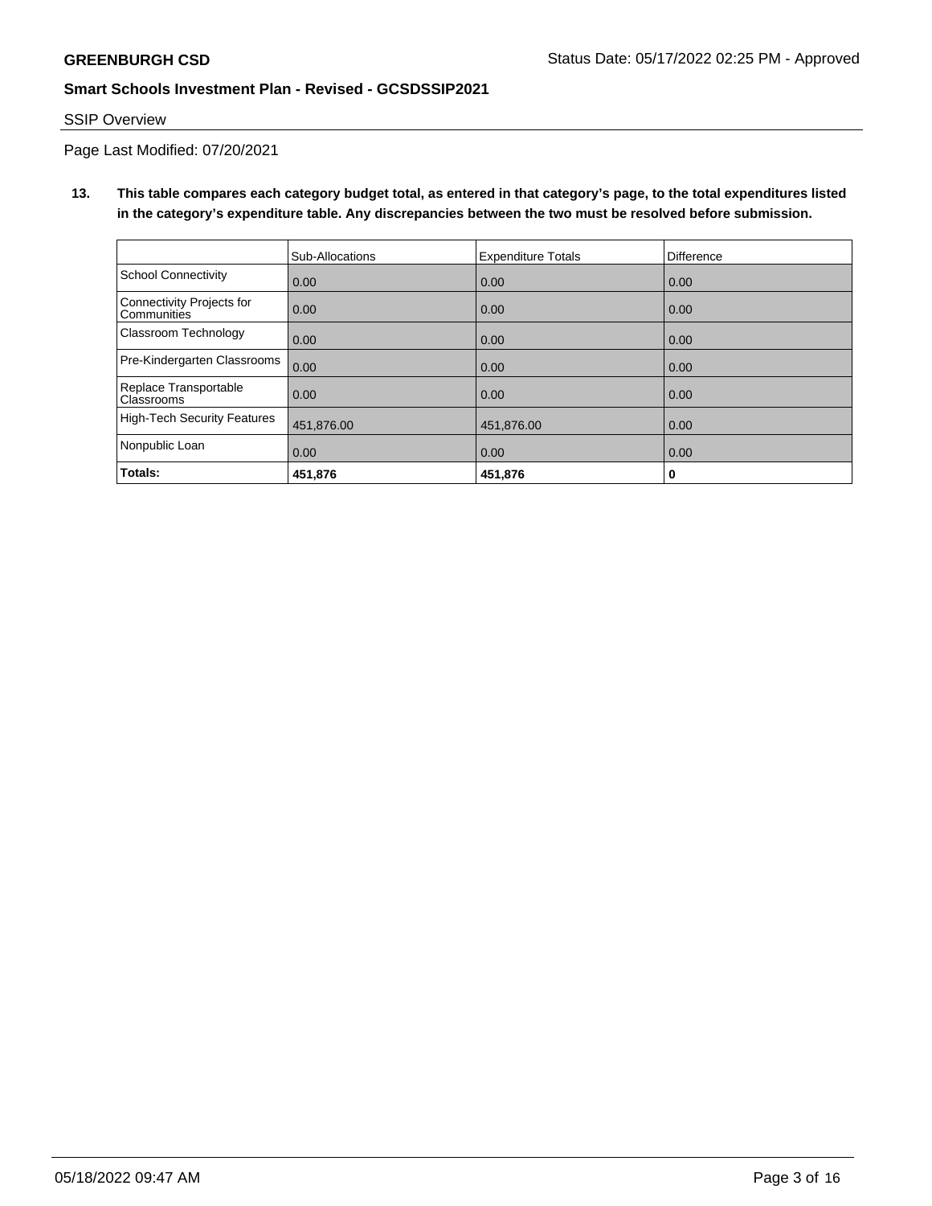**GREENBURGH CSD** Status Date: 05/17/2022 02:25 PM - Approved

**Smart Schools Investment Plan - Revised - GCSDSSIP2021**

SSIP Overview

Page Last Modified: 07/20/2021

**13. This table compares each category budget total, as entered in that category's page, to the total expenditures listed in the category's expenditure table. Any discrepancies between the two must be resolved before submission.**

| | Sub-Allocations | Expenditure Totals | Difference |
|---|---|---|---|
| School Connectivity | 0.00 | 0.00 | 0.00 |
| Connectivity Projects for Communities | 0.00 | 0.00 | 0.00 |
| Classroom Technology | 0.00 | 0.00 | 0.00 |
| Pre-Kindergarten Classrooms | 0.00 | 0.00 | 0.00 |
| Replace Transportable Classrooms | 0.00 | 0.00 | 0.00 |
| High-Tech Security Features | 451,876.00 | 451,876.00 | 0.00 |
| Nonpublic Loan | 0.00 | 0.00 | 0.00 |
| **Totals:** | **451,876** | **451,876** | **0** |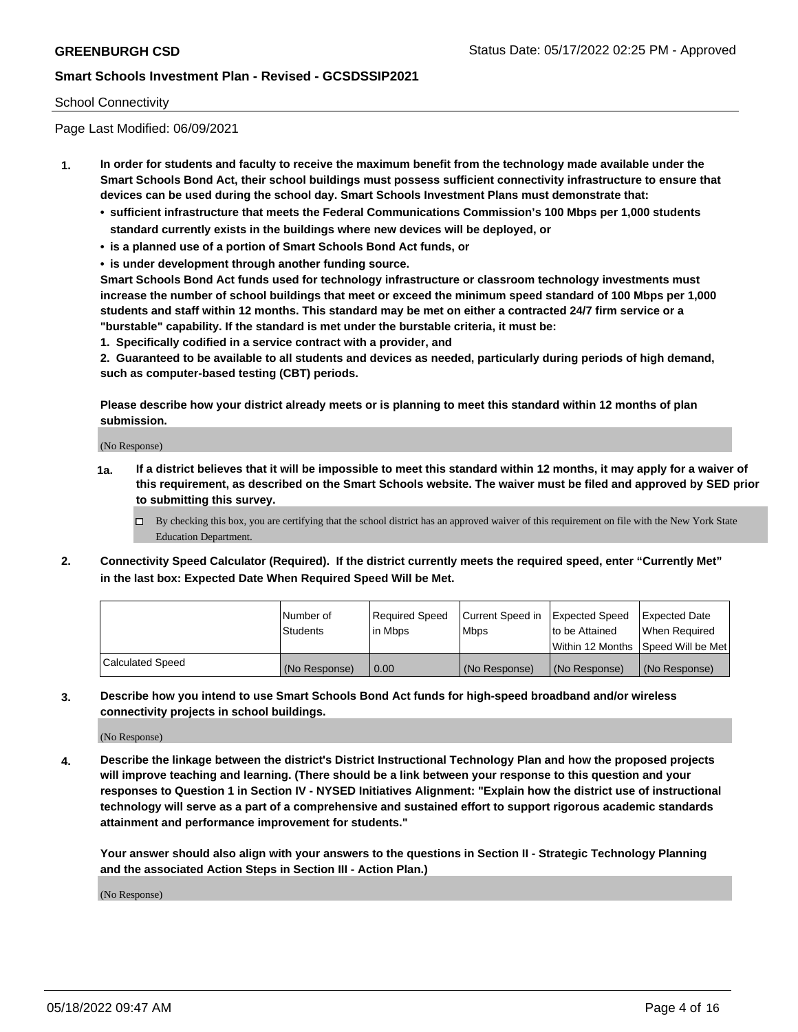School Connectivity

Page Last Modified: 06/09/2021

**1. In order for students and faculty to receive the maximum benefit from the technology made available under the Smart Schools Bond Act, their school buildings must possess sufficient connectivity infrastructure to ensure that devices can be used during the school day. Smart Schools Investment Plans must demonstrate that:**

- **sufficient infrastructure that meets the Federal Communications Commission's 100 Mbps per 1,000 students standard currently exists in the buildings where new devices will be deployed, or**
- **is a planned use of a portion of Smart Schools Bond Act funds, or**
- **is under development through another funding source.**

**Smart Schools Bond Act funds used for technology infrastructure or classroom technology investments must increase the number of school buildings that meet or exceed the minimum speed standard of 100 Mbps per 1,000 students and staff within 12 months. This standard may be met on either a contracted 24/7 firm service or a "burstable" capability. If the standard is met under the burstable criteria, it must be:**

**1. Specifically codified in a service contract with a provider, and**

**2. Guaranteed to be available to all students and devices as needed, particularly during periods of high demand, such as computer-based testing (CBT) periods.**

**Please describe how your district already meets or is planning to meet this standard within 12 months of plan submission.**

(No Response)

**1a. If a district believes that it will be impossible to meet this standard within 12 months, it may apply for a waiver of this requirement, as described on the Smart Schools website. The waiver must be filed and approved by SED prior to submitting this survey.**

☐ By checking this box, you are certifying that the school district has an approved waiver of this requirement on file with the New York State Education Department.

**2. Connectivity Speed Calculator (Required). If the district currently meets the required speed, enter "Currently Met" in the last box: Expected Date When Required Speed Will be Met.**

| | Number of Students | Required Speed in Mbps | Current Speed in Mbps | Expected Speed to be Attained Within 12 Months | Expected Date When Required Speed Will be Met |
|---|---|---|---|---|---|
| Calculated Speed | (No Response) | 0.00 | (No Response) | (No Response) | (No Response) |

**3. Describe how you intend to use Smart Schools Bond Act funds for high-speed broadband and/or wireless connectivity projects in school buildings.**

(No Response)

**4. Describe the linkage between the district's District Instructional Technology Plan and how the proposed projects will improve teaching and learning. (There should be a link between your response to this question and your responses to Question 1 in Section IV - NYSED Initiatives Alignment: "Explain how the district use of instructional technology will serve as a part of a comprehensive and sustained effort to support rigorous academic standards attainment and performance improvement for students."**

**Your answer should also align with your answers to the questions in Section II - Strategic Technology Planning and the associated Action Steps in Section III - Action Plan.)**

(No Response)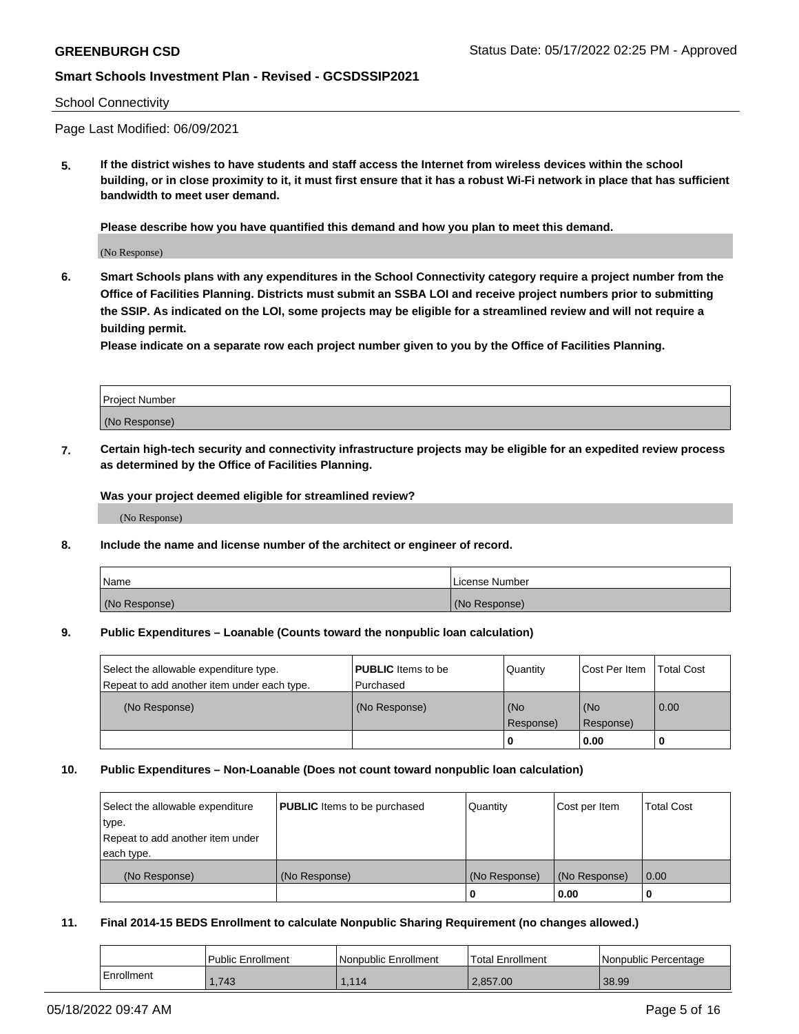School Connectivity

Page Last Modified: 06/09/2021

**5. If the district wishes to have students and staff access the Internet from wireless devices within the school building, or in close proximity to it, it must first ensure that it has a robust Wi-Fi network in place that has sufficient bandwidth to meet user demand.**

**Please describe how you have quantified this demand and how you plan to meet this demand.**

(No Response)

**6. Smart Schools plans with any expenditures in the School Connectivity category require a project number from the Office of Facilities Planning. Districts must submit an SSBA LOI and receive project numbers prior to submitting the SSIP. As indicated on the LOI, some projects may be eligible for a streamlined review and will not require a building permit.**
**Please indicate on a separate row each project number given to you by the Office of Facilities Planning.**

| Project Number |
| --- |
| (No Response) |

**7. Certain high-tech security and connectivity infrastructure projects may be eligible for an expedited review process as determined by the Office of Facilities Planning.**

**Was your project deemed eligible for streamlined review?**

(No Response)

**8. Include the name and license number of the architect or engineer of record.**

| Name | License Number |
| --- | --- |
| (No Response) | (No Response) |

**9. Public Expenditures – Loanable (Counts toward the nonpublic loan calculation)**

| Select the allowable expenditure type. Repeat to add another item under each type. | **PUBLIC** Items to be Purchased | Quantity | Cost Per Item | Total Cost |
| --- | --- | --- | --- | --- |
| (No Response) | (No Response) | (No Response) | (No Response) | 0.00 |
| | | **0** | **0.00** | **0** |

**10. Public Expenditures – Non-Loanable (Does not count toward nonpublic loan calculation)**

| Select the allowable expenditure type. Repeat to add another item under each type. | **PUBLIC** Items to be purchased | Quantity | Cost per Item | Total Cost |
| --- | --- | --- | --- | --- |
| (No Response) | (No Response) | (No Response) | (No Response) | 0.00 |
| | | **0** | **0.00** | **0** |

**11. Final 2014-15 BEDS Enrollment to calculate Nonpublic Sharing Requirement (no changes allowed.)**

| | Public Enrollment | Nonpublic Enrollment | Total Enrollment | Nonpublic Percentage |
| --- | --- | --- | --- | --- |
| Enrollment | 1,743 | 1,114 | 2,857.00 | 38.99 |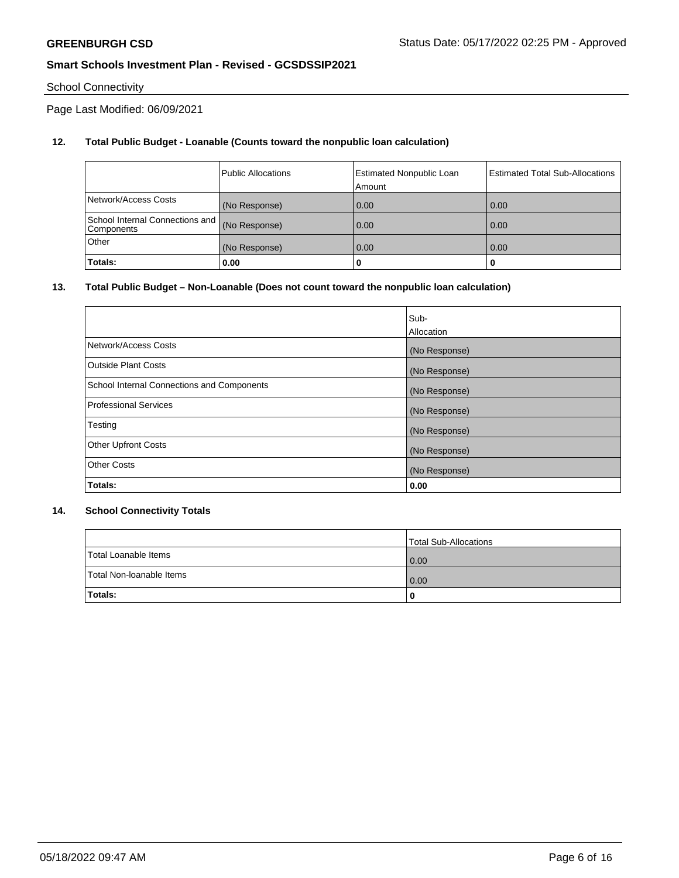School Connectivity

Page Last Modified: 06/09/2021

**12. Total Public Budget - Loanable (Counts toward the nonpublic loan calculation)**

| | Public Allocations | Estimated Nonpublic Loan Amount | Estimated Total Sub-Allocations |
|---|---|---|---|
| Network/Access Costs | (No Response) | 0.00 | 0.00 |
| School Internal Connections and Components | (No Response) | 0.00 | 0.00 |
| Other | (No Response) | 0.00 | 0.00 |
| **Totals:** | **0.00** | **0** | **0** |

**13. Total Public Budget – Non-Loanable (Does not count toward the nonpublic loan calculation)**

| | Sub-Allocation |
|---|---|
| Network/Access Costs | (No Response) |
| Outside Plant Costs | (No Response) |
| School Internal Connections and Components | (No Response) |
| Professional Services | (No Response) |
| Testing | (No Response) |
| Other Upfront Costs | (No Response) |
| Other Costs | (No Response) |
| **Totals:** | **0.00** |

**14. School Connectivity Totals**

| | Total Sub-Allocations |
|---|---|
| Total Loanable Items | 0.00 |
| Total Non-loanable Items | 0.00 |
| **Totals:** | **0** |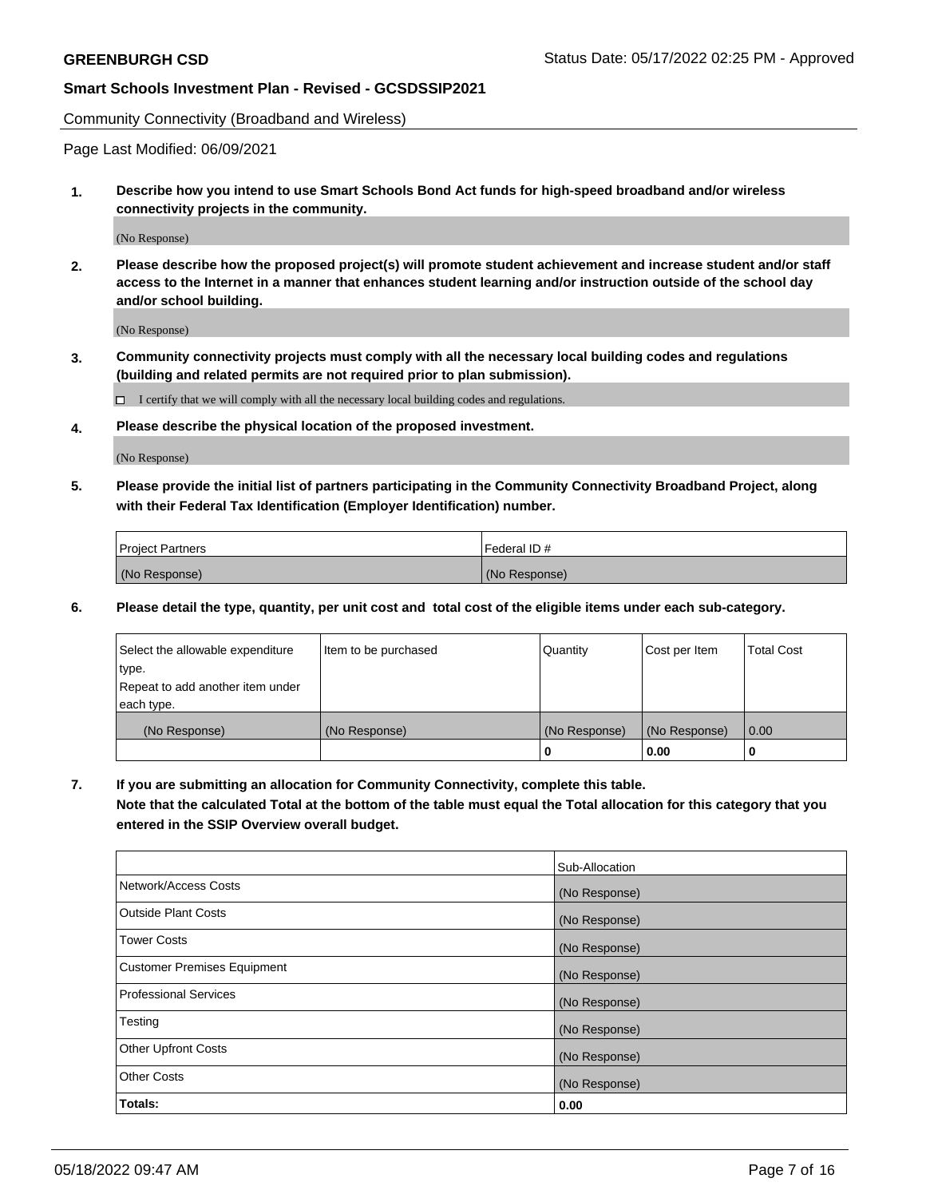Community Connectivity (Broadband and Wireless)

Page Last Modified: 06/09/2021

**1. Describe how you intend to use Smart Schools Bond Act funds for high-speed broadband and/or wireless connectivity projects in the community.**

(No Response)

**2. Please describe how the proposed project(s) will promote student achievement and increase student and/or staff access to the Internet in a manner that enhances student learning and/or instruction outside of the school day and/or school building.**

(No Response)

**3. Community connectivity projects must comply with all the necessary local building codes and regulations (building and related permits are not required prior to plan submission).**

☐ I certify that we will comply with all the necessary local building codes and regulations.

**4. Please describe the physical location of the proposed investment.**

(No Response)

**5. Please provide the initial list of partners participating in the Community Connectivity Broadband Project, along with their Federal Tax Identification (Employer Identification) number.**

| Project Partners | Federal ID # |
|---|---|
| (No Response) | (No Response) |

**6. Please detail the type, quantity, per unit cost and total cost of the eligible items under each sub-category.**

| Select the allowable expenditure type. Repeat to add another item under each type. | Item to be purchased | Quantity | Cost per Item | Total Cost |
|---|---|---|---|---|
| (No Response) | (No Response) | (No Response) | (No Response) | 0.00 |
| | | 0 | 0.00 | 0 |

**7. If you are submitting an allocation for Community Connectivity, complete this table. Note that the calculated Total at the bottom of the table must equal the Total allocation for this category that you entered in the SSIP Overview overall budget.**

| | Sub-Allocation |
|---|---|
| Network/Access Costs | (No Response) |
| Outside Plant Costs | (No Response) |
| Tower Costs | (No Response) |
| Customer Premises Equipment | (No Response) |
| Professional Services | (No Response) |
| Testing | (No Response) |
| Other Upfront Costs | (No Response) |
| Other Costs | (No Response) |
| **Totals:** | **0.00** |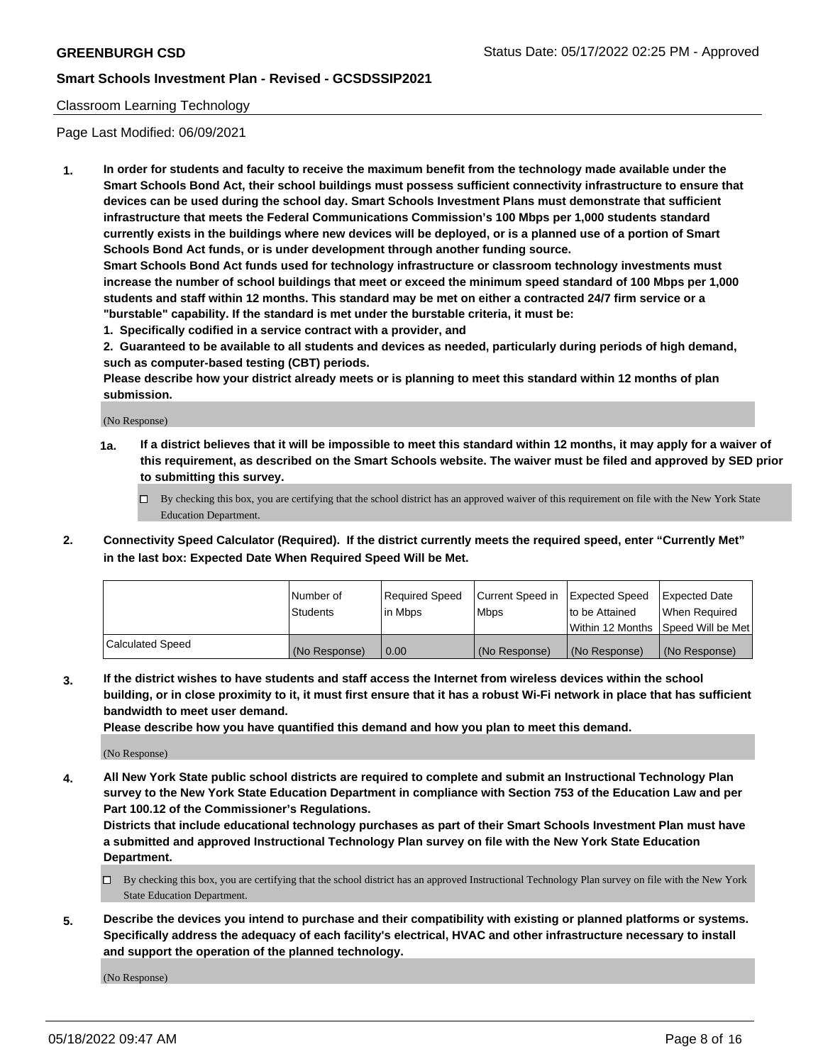Classroom Learning Technology

Page Last Modified: 06/09/2021

**1. In order for students and faculty to receive the maximum benefit from the technology made available under the Smart Schools Bond Act, their school buildings must possess sufficient connectivity infrastructure to ensure that devices can be used during the school day. Smart Schools Investment Plans must demonstrate that sufficient infrastructure that meets the Federal Communications Commission's 100 Mbps per 1,000 students standard currently exists in the buildings where new devices will be deployed, or is a planned use of a portion of Smart Schools Bond Act funds, or is under development through another funding source.**

**Smart Schools Bond Act funds used for technology infrastructure or classroom technology investments must increase the number of school buildings that meet or exceed the minimum speed standard of 100 Mbps per 1,000 students and staff within 12 months. This standard may be met on either a contracted 24/7 firm service or a "burstable" capability. If the standard is met under the burstable criteria, it must be:**

**1. Specifically codified in a service contract with a provider, and**

**2. Guaranteed to be available to all students and devices as needed, particularly during periods of high demand, such as computer-based testing (CBT) periods.**

**Please describe how your district already meets or is planning to meet this standard within 12 months of plan submission.**

(No Response)

**1a. If a district believes that it will be impossible to meet this standard within 12 months, it may apply for a waiver of this requirement, as described on the Smart Schools website. The waiver must be filed and approved by SED prior to submitting this survey.**

☐ By checking this box, you are certifying that the school district has an approved waiver of this requirement on file with the New York State Education Department.

**2. Connectivity Speed Calculator (Required). If the district currently meets the required speed, enter "Currently Met" in the last box: Expected Date When Required Speed Will be Met.**

| | Number of Students | Required Speed in Mbps | Current Speed in Mbps | Expected Speed to be Attained Within 12 Months | Expected Date When Required Speed Will be Met |
|---|---|---|---|---|---|
| Calculated Speed | (No Response) | 0.00 | (No Response) | (No Response) | (No Response) |

**3. If the district wishes to have students and staff access the Internet from wireless devices within the school building, or in close proximity to it, it must first ensure that it has a robust Wi-Fi network in place that has sufficient bandwidth to meet user demand.**

**Please describe how you have quantified this demand and how you plan to meet this demand.**

(No Response)

**4. All New York State public school districts are required to complete and submit an Instructional Technology Plan survey to the New York State Education Department in compliance with Section 753 of the Education Law and per Part 100.12 of the Commissioner's Regulations.**

**Districts that include educational technology purchases as part of their Smart Schools Investment Plan must have a submitted and approved Instructional Technology Plan survey on file with the New York State Education Department.**

☐ By checking this box, you are certifying that the school district has an approved Instructional Technology Plan survey on file with the New York State Education Department.

**5. Describe the devices you intend to purchase and their compatibility with existing or planned platforms or systems. Specifically address the adequacy of each facility's electrical, HVAC and other infrastructure necessary to install and support the operation of the planned technology.**

(No Response)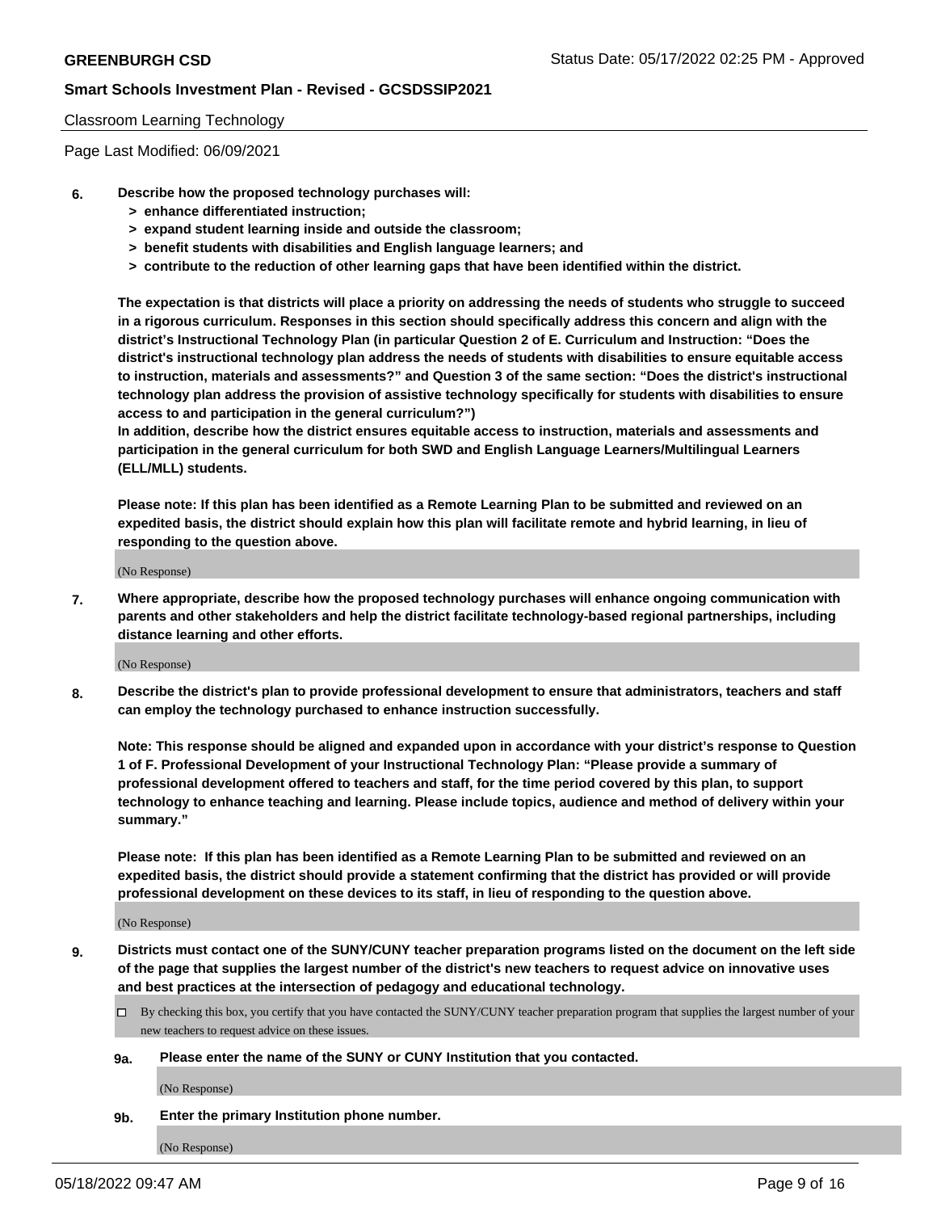Classroom Learning Technology

Page Last Modified: 06/09/2021

**6. Describe how the proposed technology purchases will:**
- **> enhance differentiated instruction;**
- **> expand student learning inside and outside the classroom;**
- **> benefit students with disabilities and English language learners; and**
- **> contribute to the reduction of other learning gaps that have been identified within the district.**

**The expectation is that districts will place a priority on addressing the needs of students who struggle to succeed in a rigorous curriculum. Responses in this section should specifically address this concern and align with the district's Instructional Technology Plan (in particular Question 2 of E. Curriculum and Instruction: "Does the district's instructional technology plan address the needs of students with disabilities to ensure equitable access to instruction, materials and assessments?" and Question 3 of the same section: "Does the district's instructional technology plan address the provision of assistive technology specifically for students with disabilities to ensure access to and participation in the general curriculum?")**
**In addition, describe how the district ensures equitable access to instruction, materials and assessments and participation in the general curriculum for both SWD and English Language Learners/Multilingual Learners (ELL/MLL) students.**

**Please note: If this plan has been identified as a Remote Learning Plan to be submitted and reviewed on an expedited basis, the district should explain how this plan will facilitate remote and hybrid learning, in lieu of responding to the question above.**

(No Response)

**7. Where appropriate, describe how the proposed technology purchases will enhance ongoing communication with parents and other stakeholders and help the district facilitate technology-based regional partnerships, including distance learning and other efforts.**

(No Response)

**8. Describe the district's plan to provide professional development to ensure that administrators, teachers and staff can employ the technology purchased to enhance instruction successfully.**

**Note: This response should be aligned and expanded upon in accordance with your district's response to Question 1 of F. Professional Development of your Instructional Technology Plan: "Please provide a summary of professional development offered to teachers and staff, for the time period covered by this plan, to support technology to enhance teaching and learning. Please include topics, audience and method of delivery within your summary."**

**Please note: If this plan has been identified as a Remote Learning Plan to be submitted and reviewed on an expedited basis, the district should provide a statement confirming that the district has provided or will provide professional development on these devices to its staff, in lieu of responding to the question above.**

(No Response)

**9. Districts must contact one of the SUNY/CUNY teacher preparation programs listed on the document on the left side of the page that supplies the largest number of the district's new teachers to request advice on innovative uses and best practices at the intersection of pedagogy and educational technology.**

☐ By checking this box, you certify that you have contacted the SUNY/CUNY teacher preparation program that supplies the largest number of your new teachers to request advice on these issues.

**9a. Please enter the name of the SUNY or CUNY Institution that you contacted.**

(No Response)

**9b. Enter the primary Institution phone number.**

(No Response)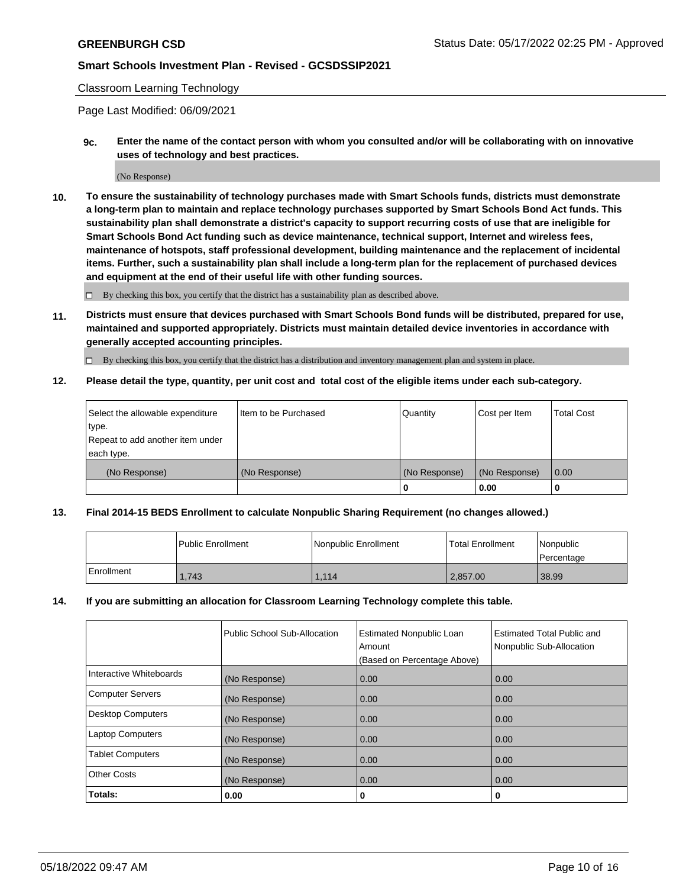Classroom Learning Technology

Page Last Modified: 06/09/2021

**9c. Enter the name of the contact person with whom you consulted and/or will be collaborating with on innovative uses of technology and best practices.**

(No Response)

**10. To ensure the sustainability of technology purchases made with Smart Schools funds, districts must demonstrate a long-term plan to maintain and replace technology purchases supported by Smart Schools Bond Act funds. This sustainability plan shall demonstrate a district's capacity to support recurring costs of use that are ineligible for Smart Schools Bond Act funding such as device maintenance, technical support, Internet and wireless fees, maintenance of hotspots, staff professional development, building maintenance and the replacement of incidental items. Further, such a sustainability plan shall include a long-term plan for the replacement of purchased devices and equipment at the end of their useful life with other funding sources.**

☐ By checking this box, you certify that the district has a sustainability plan as described above.

**11. Districts must ensure that devices purchased with Smart Schools Bond funds will be distributed, prepared for use, maintained and supported appropriately. Districts must maintain detailed device inventories in accordance with generally accepted accounting principles.**

☐ By checking this box, you certify that the district has a distribution and inventory management plan and system in place.

**12. Please detail the type, quantity, per unit cost and total cost of the eligible items under each sub-category.**

| Select the allowable expenditure type. Repeat to add another item under each type. | Item to be Purchased | Quantity | Cost per Item | Total Cost |
|---|---|---|---|---|
| (No Response) | (No Response) | (No Response) | (No Response) | 0.00 |
| | | **0** | **0.00** | **0** |

**13. Final 2014-15 BEDS Enrollment to calculate Nonpublic Sharing Requirement (no changes allowed.)**

| | Public Enrollment | Nonpublic Enrollment | Total Enrollment | Nonpublic Percentage |
|---|---|---|---|---|
| Enrollment | 1,743 | 1,114 | 2,857.00 | 38.99 |

**14. If you are submitting an allocation for Classroom Learning Technology complete this table.**

| | Public School Sub-Allocation | Estimated Nonpublic Loan Amount (Based on Percentage Above) | Estimated Total Public and Nonpublic Sub-Allocation |
|---|---|---|---|
| Interactive Whiteboards | (No Response) | 0.00 | 0.00 |
| Computer Servers | (No Response) | 0.00 | 0.00 |
| Desktop Computers | (No Response) | 0.00 | 0.00 |
| Laptop Computers | (No Response) | 0.00 | 0.00 |
| Tablet Computers | (No Response) | 0.00 | 0.00 |
| Other Costs | (No Response) | 0.00 | 0.00 |
| **Totals:** | **0.00** | **0** | **0** |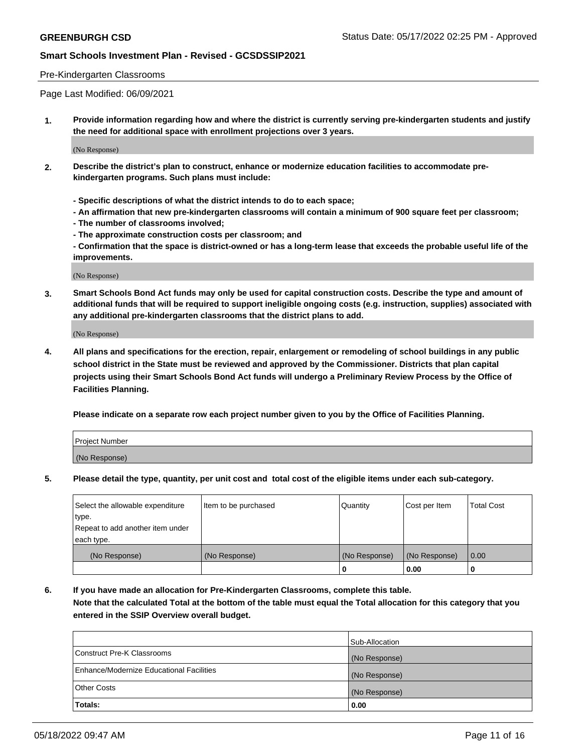Pre-Kindergarten Classrooms

Page Last Modified: 06/09/2021

**1. Provide information regarding how and where the district is currently serving pre-kindergarten students and justify the need for additional space with enrollment projections over 3 years.**

(No Response)

**2. Describe the district's plan to construct, enhance or modernize education facilities to accommodate pre-kindergarten programs. Such plans must include:**

**- Specific descriptions of what the district intends to do to each space;**
**- An affirmation that new pre-kindergarten classrooms will contain a minimum of 900 square feet per classroom;**
**- The number of classrooms involved;**
**- The approximate construction costs per classroom; and**
**- Confirmation that the space is district-owned or has a long-term lease that exceeds the probable useful life of the improvements.**

(No Response)

**3. Smart Schools Bond Act funds may only be used for capital construction costs. Describe the type and amount of additional funds that will be required to support ineligible ongoing costs (e.g. instruction, supplies) associated with any additional pre-kindergarten classrooms that the district plans to add.**

(No Response)

**4. All plans and specifications for the erection, repair, enlargement or remodeling of school buildings in any public school district in the State must be reviewed and approved by the Commissioner. Districts that plan capital projects using their Smart Schools Bond Act funds will undergo a Preliminary Review Process by the Office of Facilities Planning.**

**Please indicate on a separate row each project number given to you by the Office of Facilities Planning.**

| Project Number |
| --- |
| (No Response) |

**5. Please detail the type, quantity, per unit cost and total cost of the eligible items under each sub-category.**

| Select the allowable expenditure type. Repeat to add another item under each type. | Item to be purchased | Quantity | Cost per Item | Total Cost |
| --- | --- | --- | --- | --- |
| (No Response) | (No Response) | (No Response) | (No Response) | 0.00 |
| | | 0 | 0.00 | 0 |

**6. If you have made an allocation for Pre-Kindergarten Classrooms, complete this table. Note that the calculated Total at the bottom of the table must equal the Total allocation for this category that you entered in the SSIP Overview overall budget.**

| | Sub-Allocation |
| --- | --- |
| Construct Pre-K Classrooms | (No Response) |
| Enhance/Modernize Educational Facilities | (No Response) |
| Other Costs | (No Response) |
| **Totals:** | **0.00** |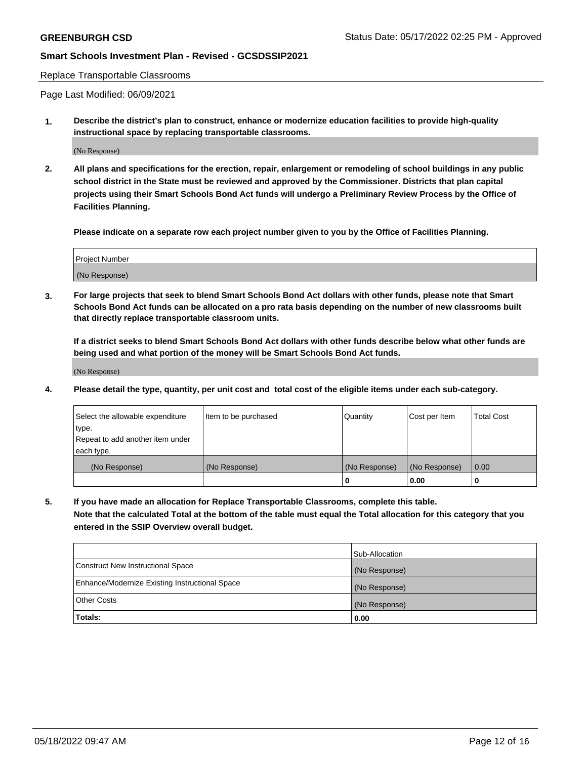Replace Transportable Classrooms

Page Last Modified: 06/09/2021

**1. Describe the district's plan to construct, enhance or modernize education facilities to provide high-quality instructional space by replacing transportable classrooms.**

(No Response)

**2. All plans and specifications for the erection, repair, enlargement or remodeling of school buildings in any public school district in the State must be reviewed and approved by the Commissioner. Districts that plan capital projects using their Smart Schools Bond Act funds will undergo a Preliminary Review Process by the Office of Facilities Planning.**

**Please indicate on a separate row each project number given to you by the Office of Facilities Planning.**

| Project Number |
|---|
| (No Response) |

**3. For large projects that seek to blend Smart Schools Bond Act dollars with other funds, please note that Smart Schools Bond Act funds can be allocated on a pro rata basis depending on the number of new classrooms built that directly replace transportable classroom units.**

**If a district seeks to blend Smart Schools Bond Act dollars with other funds describe below what other funds are being used and what portion of the money will be Smart Schools Bond Act funds.**

(No Response)

**4. Please detail the type, quantity, per unit cost and total cost of the eligible items under each sub-category.**

| Select the allowable expenditure type. Repeat to add another item under each type. | Item to be purchased | Quantity | Cost per Item | Total Cost |
|---|---|---|---|---|
| (No Response) | (No Response) | (No Response) | (No Response) | 0.00 |
| | | 0 | 0.00 | 0 |

**5. If you have made an allocation for Replace Transportable Classrooms, complete this table. Note that the calculated Total at the bottom of the table must equal the Total allocation for this category that you entered in the SSIP Overview overall budget.**

| | Sub-Allocation |
|---|---|
| Construct New Instructional Space | (No Response) |
| Enhance/Modernize Existing Instructional Space | (No Response) |
| Other Costs | (No Response) |
| **Totals:** | 0.00 |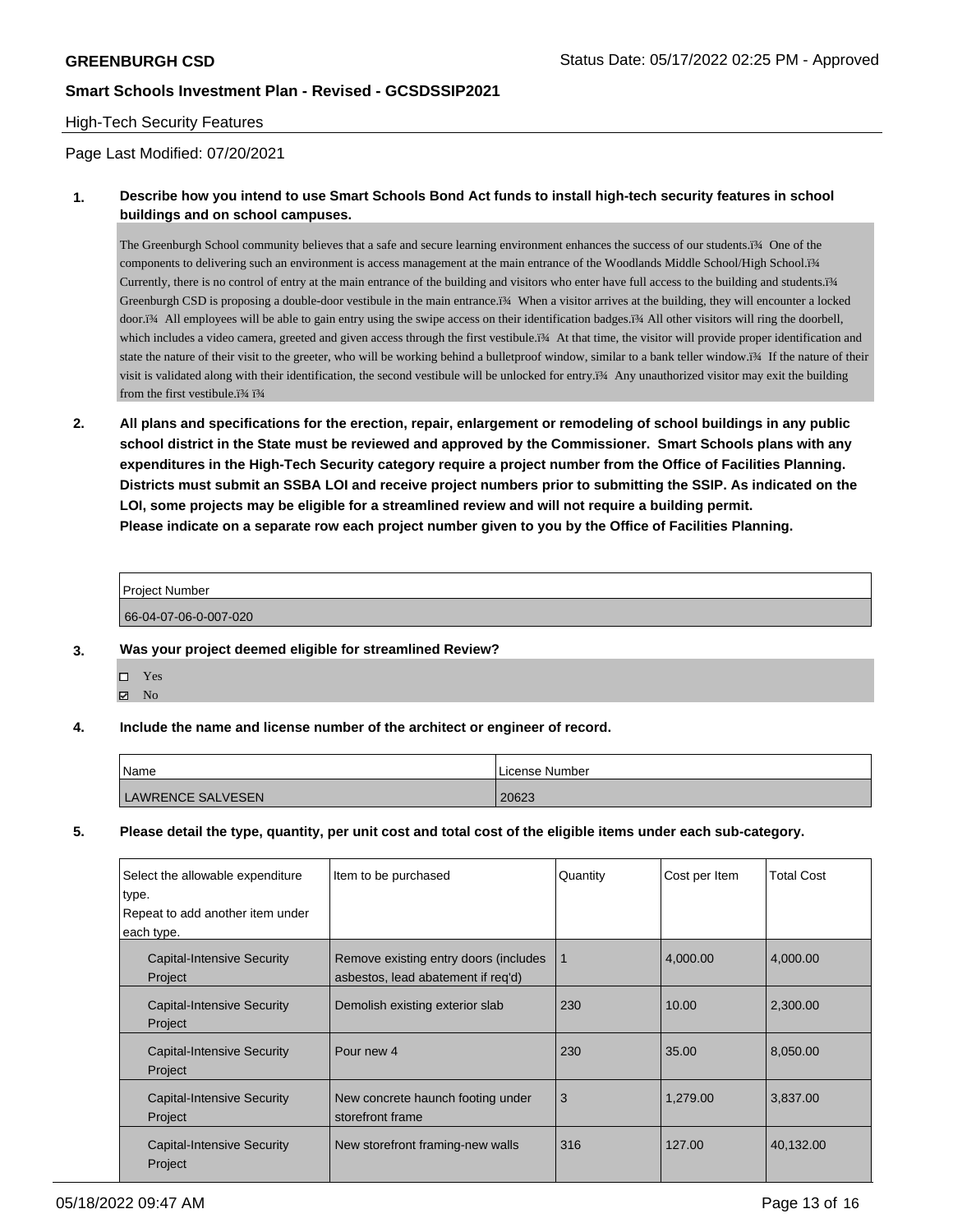# GREENBURGH CSD

Status Date: 05/17/2022 02:25 PM - Approved

## Smart Schools Investment Plan - Revised - GCSDSSIP2021

High-Tech Security Features

Page Last Modified: 07/20/2021

**1. Describe how you intend to use Smart Schools Bond Act funds to install high-tech security features in school buildings and on school campuses.**

The Greenburgh School community believes that a safe and secure learning environment enhances the success of our students.ï¾ One of the components to delivering such an environment is access management at the main entrance of the Woodlands Middle School/High School.ï¾ Currently, there is no control of entry at the main entrance of the building and visitors who enter have full access to the building and students.ï¾ Greenburgh CSD is proposing a double-door vestibule in the main entrance.ï¾ When a visitor arrives at the building, they will encounter a locked door.ï¾ All employees will be able to gain entry using the swipe access on their identification badges.ï¾ All other visitors will ring the doorbell, which includes a video camera, greeted and given access through the first vestibule.ï¾ At that time, the visitor will provide proper identification and state the nature of their visit to the greeter, who will be working behind a bulletproof window, similar to a bank teller window.ï¾ If the nature of their visit is validated along with their identification, the second vestibule will be unlocked for entry.ï¾ Any unauthorized visitor may exit the building from the first vestibule.ï¾ ï¾

**2. All plans and specifications for the erection, repair, enlargement or remodeling of school buildings in any public school district in the State must be reviewed and approved by the Commissioner. Smart Schools plans with any expenditures in the High-Tech Security category require a project number from the Office of Facilities Planning. Districts must submit an SSBA LOI and receive project numbers prior to submitting the SSIP. As indicated on the LOI, some projects may be eligible for a streamlined review and will not require a building permit.**
**Please indicate on a separate row each project number given to you by the Office of Facilities Planning.**

| Project Number |
|---|
| 66-04-07-06-0-007-020 |

**3. Was your project deemed eligible for streamlined Review?**

- ☐ Yes
- ☑ No

**4. Include the name and license number of the architect or engineer of record.**

| Name | License Number |
|---|---|
| LAWRENCE SALVESEN | 20623 |

**5. Please detail the type, quantity, per unit cost and total cost of the eligible items under each sub-category.**

| Select the allowable expenditure type. Repeat to add another item under each type. | Item to be purchased | Quantity | Cost per Item | Total Cost |
|---|---|---|---|---|
| Capital-Intensive Security Project | Remove existing entry doors (includes asbestos, lead abatement if req'd) | 1 | 4,000.00 | 4,000.00 |
| Capital-Intensive Security Project | Demolish existing exterior slab | 230 | 10.00 | 2,300.00 |
| Capital-Intensive Security Project | Pour new 4 | 230 | 35.00 | 8,050.00 |
| Capital-Intensive Security Project | New concrete haunch footing under storefront frame | 3 | 1,279.00 | 3,837.00 |
| Capital-Intensive Security Project | New storefront framing-new walls | 316 | 127.00 | 40,132.00 |

05/18/2022 09:47 AM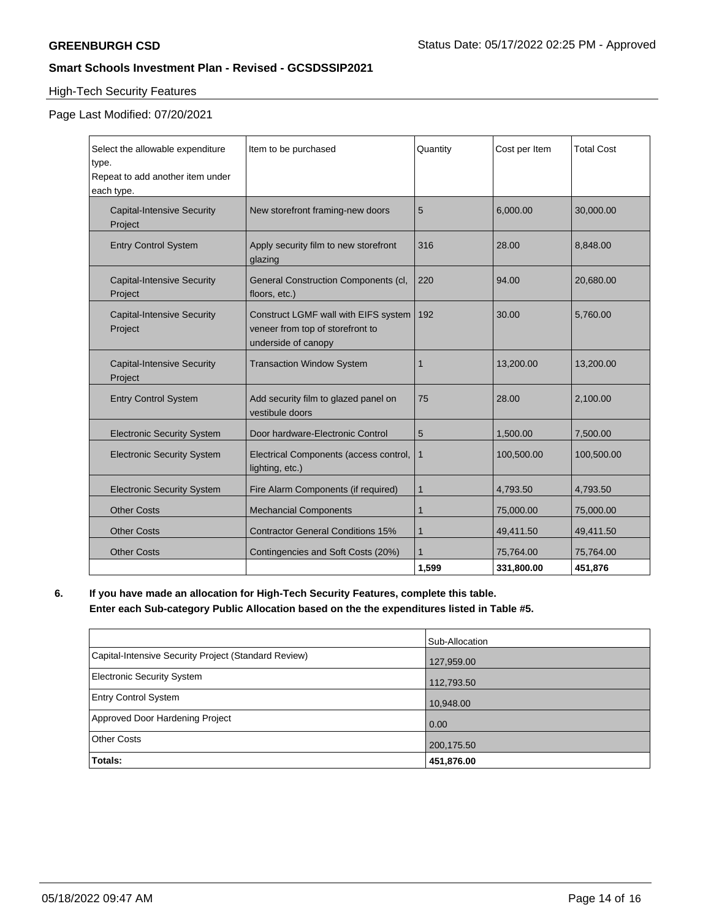High-Tech Security Features

Page Last Modified: 07/20/2021

| Select the allowable expenditure type. Repeat to add another item under each type. | Item to be purchased | Quantity | Cost per Item | Total Cost |
|---|---|---|---|---|
| Capital-Intensive Security Project | New storefront framing-new doors | 5 | 6,000.00 | 30,000.00 |
| Entry Control System | Apply security film to new storefront glazing | 316 | 28.00 | 8,848.00 |
| Capital-Intensive Security Project | General Construction Components (cl, floors, etc.) | 220 | 94.00 | 20,680.00 |
| Capital-Intensive Security Project | Construct LGMF wall with EIFS system veneer from top of storefront to underside of canopy | 192 | 30.00 | 5,760.00 |
| Capital-Intensive Security Project | Transaction Window System | 1 | 13,200.00 | 13,200.00 |
| Entry Control System | Add security film to glazed panel on vestibule doors | 75 | 28.00 | 2,100.00 |
| Electronic Security System | Door hardware-Electronic Control | 5 | 1,500.00 | 7,500.00 |
| Electronic Security System | Electrical Components (access control, lighting, etc.) | 1 | 100,500.00 | 100,500.00 |
| Electronic Security System | Fire Alarm Components (if required) | 1 | 4,793.50 | 4,793.50 |
| Other Costs | Mechancial Components | 1 | 75,000.00 | 75,000.00 |
| Other Costs | Contractor General Conditions 15% | 1 | 49,411.50 | 49,411.50 |
| Other Costs | Contingencies and Soft Costs (20%) | 1 | 75,764.00 | 75,764.00 |
| | | **1,599** | **331,800.00** | **451,876** |

**6. If you have made an allocation for High-Tech Security Features, complete this table. Enter each Sub-category Public Allocation based on the the expenditures listed in Table #5.**

| | Sub-Allocation |
|---|---|
| Capital-Intensive Security Project (Standard Review) | 127,959.00 |
| Electronic Security System | 112,793.50 |
| Entry Control System | 10,948.00 |
| Approved Door Hardening Project | 0.00 |
| Other Costs | 200,175.50 |
| **Totals:** | **451,876.00** |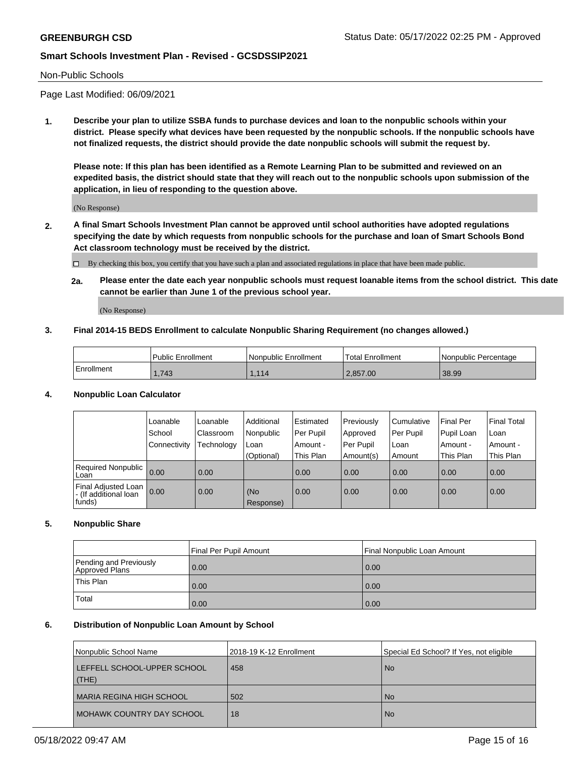Non-Public Schools

Page Last Modified: 06/09/2021

**1. Describe your plan to utilize SSBA funds to purchase devices and loan to the nonpublic schools within your district. Please specify what devices have been requested by the nonpublic schools. If the nonpublic schools have not finalized requests, the district should provide the date nonpublic schools will submit the request by.**

**Please note: If this plan has been identified as a Remote Learning Plan to be submitted and reviewed on an expedited basis, the district should state that they will reach out to the nonpublic schools upon submission of the application, in lieu of responding to the question above.**

(No Response)

**2. A final Smart Schools Investment Plan cannot be approved until school authorities have adopted regulations specifying the date by which requests from nonpublic schools for the purchase and loan of Smart Schools Bond Act classroom technology must be received by the district.**

☐ By checking this box, you certify that you have such a plan and associated regulations in place that have been made public.

**2a. Please enter the date each year nonpublic schools must request loanable items from the school district. This date cannot be earlier than June 1 of the previous school year.**

(No Response)

**3. Final 2014-15 BEDS Enrollment to calculate Nonpublic Sharing Requirement (no changes allowed.)**

| | Public Enrollment | Nonpublic Enrollment | Total Enrollment | Nonpublic Percentage |
|---|---|---|---|---|
| Enrollment | 1,743 | 1,114 | 2,857.00 | 38.99 |

**4. Nonpublic Loan Calculator**

| | Loanable School Connectivity | Loanable Classroom Technology | Additional Nonpublic Loan (Optional) | Estimated Per Pupil Amount - This Plan | Previously Approved Per Pupil Amount(s) | Cumulative Per Pupil Loan Amount | Final Per Pupil Loan Amount - This Plan | Final Total Loan Amount - This Plan |
|---|---|---|---|---|---|---|---|---|
| Required Nonpublic Loan | 0.00 | 0.00 | | 0.00 | 0.00 | 0.00 | 0.00 | 0.00 |
| Final Adjusted Loan - (If additional loan funds) | 0.00 | 0.00 | (No Response) | 0.00 | 0.00 | 0.00 | 0.00 | 0.00 |

**5. Nonpublic Share**

| | Final Per Pupil Amount | Final Nonpublic Loan Amount |
|---|---|---|
| Pending and Previously Approved Plans | 0.00 | 0.00 |
| This Plan | 0.00 | 0.00 |
| Total | 0.00 | 0.00 |

**6. Distribution of Nonpublic Loan Amount by School**

| Nonpublic School Name | 2018-19 K-12 Enrollment | Special Ed School? If Yes, not eligible |
|---|---|---|
| LEFFELL SCHOOL-UPPER SCHOOL (THE) | 458 | No |
| MARIA REGINA HIGH SCHOOL | 502 | No |
| MOHAWK COUNTRY DAY SCHOOL | 18 | No |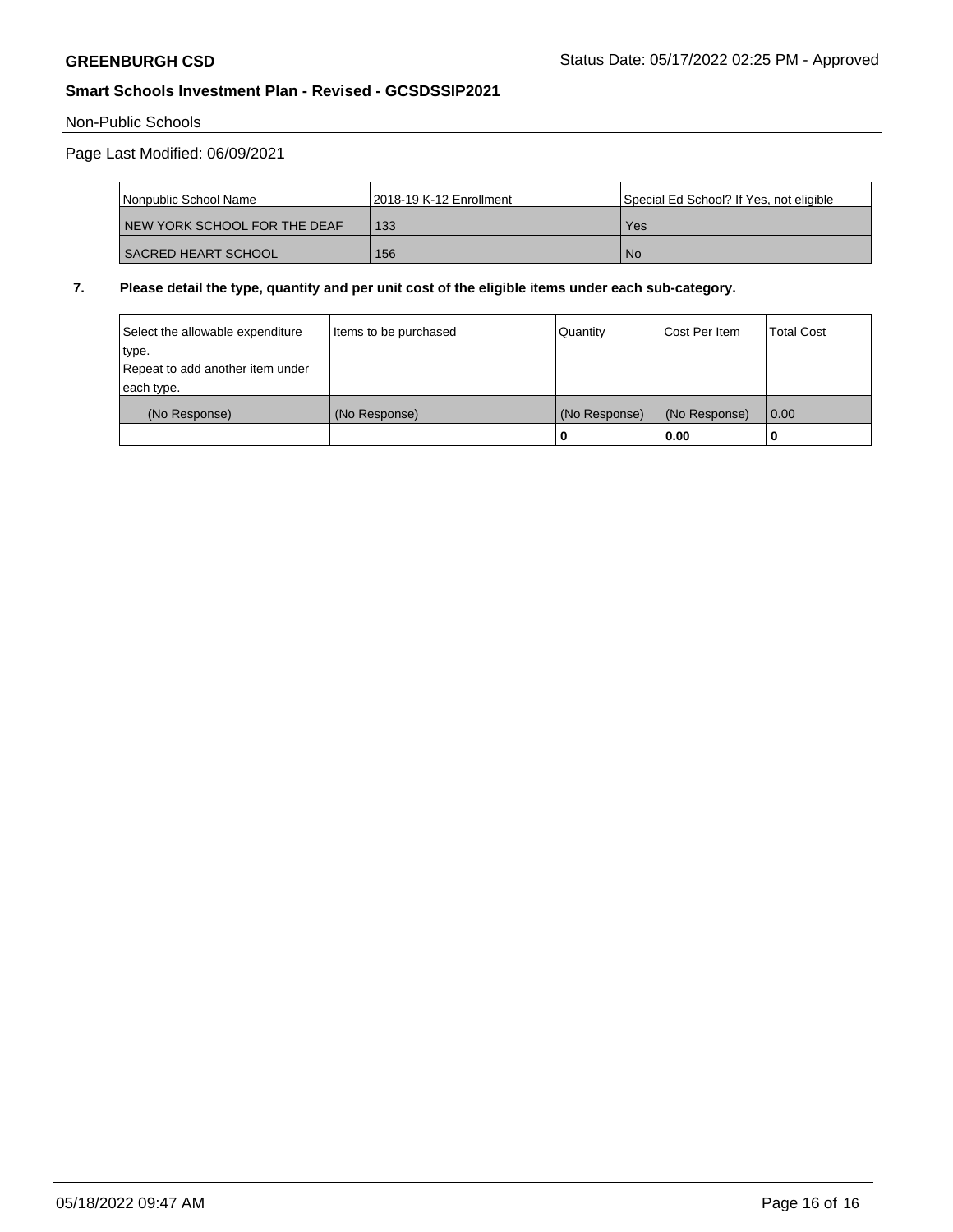Non-Public Schools

Page Last Modified: 06/09/2021

| Nonpublic School Name | 2018-19 K-12 Enrollment | Special Ed School? If Yes, not eligible |
|---|---|---|
| NEW YORK SCHOOL FOR THE DEAF | 133 | Yes |
| SACRED HEART SCHOOL | 156 | No |

**7. Please detail the type, quantity and per unit cost of the eligible items under each sub-category.**

| Select the allowable expenditure type. Repeat to add another item under each type. | Items to be purchased | Quantity | Cost Per Item | Total Cost |
|---|---|---|---|---|
| (No Response) | (No Response) | (No Response) | (No Response) | 0.00 |
| | | **0** | **0.00** | **0** |